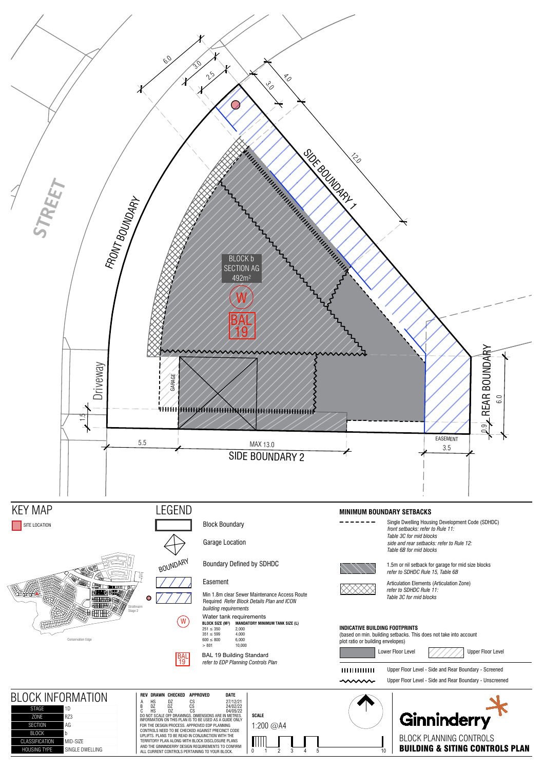STREET

FRONT BOUNDARY

SIDE BOUNDARY 1

SIDE BOUNDARY 2

REAR BOUNDARY

Driveway

GARAGE

EASEMENT

BLOCK b
SECTION AG
492m²

W

BAL 19

6.0 3.0 2.5 3.0 4.0 12.0 6.0 0.9 1.5 5.5 MAX 13.0 3.5

# KEY MAP

SITE LOCATION

Strathnairn Stage 2

Conservation Edge

# LEGEND

- Block Boundary
- Garage Location
- Boundary Defined by SDHDC
- Easement
- Min 1.8m clear Sewer Maintenance Access Route Required *Refer Block Details Plan and ICON building requirements*
- Water tank requirements

| BLOCK SIZE (M²) | MANDATORY MINIMUM TANK SIZE (L) |
|---|---|
| 251 ≤ 350 | 2,000 |
| 351 ≤ 599 | 4,000 |
| 600 ≤ 800 | 6,000 |
| > 801 | 10,000 |

- BAL 19 Building Standard *refer to EDP Planning Controls Plan*

## MINIMUM BOUNDARY SETBACKS

- Single Dwelling Housing Development Code (SDHDC) *front setbacks: refer to Rule 11: Table 3C for mid blocks side and rear setbacks: refer to Rule 12: Table 6B for mid blocks*
- 1.5m or nil setback for garage for mid size blocks *refer to SDHDC Rule 15, Table 6B*
- Articulation Elements (Articulation Zone) *refer to SDHDC Rule 11: Table 3C for mid blocks*

## INDICATIVE BUILDING FOOTPRINTS

(based on min. building setbacks. This does not take into account plot ratio or building envelopes)

- Lower Floor Level
- Upper Floor Level
- Upper Floor Level - Side and Rear Boundary - Screened
- Upper Floor Level - Side and Rear Boundary - Unscreened

# BLOCK INFORMATION

| | |
|---|---|
| STAGE | 1D |
| ZONE | RZ3 |
| SECTION | AG |
| BLOCK | b |
| CLASSIFICATION | MID-SIZE |
| HOUSING TYPE | SINGLE DWELLING |

| REV | DRAWN | CHECKED | APPROVED | DATE |
|---|---|---|---|---|
| A | HS | DZ | CS | 27/12/21 |
| B | DZ | DZ | CS | 24/02/22 |
| C | HS | DZ | CS | 04/05/22 |

DO NOT SCALE OFF DRAWINGS. DIMENSIONS ARE IN METRES. INFORMATION ON THIS PLAN IS TO BE USED AS A GUIDE ONLY FOR THE DESIGN PROCESS. APPROVED EDP PLANNING CONTROLS NEED TO BE CHECKED AGAINST PRECINCT CODE UPLIFTS. PLANS TO BE READ IN CONJUNCTION WITH THE TERRITORY PLAN ALONG WITH BLOCK DISCLOSURE PLANS AND THE GINNINDERRY DESIGN REQUIREMENTS TO CONFIRM ALL CURRENT CONTROLS PERTAINING TO YOUR BLOCK.

**SCALE**

1:200 @A4

0 1 2 3 4 5 10

Ginninderry

BLOCK PLANNING CONTROLS

**BUILDING & SITING CONTROLS PLAN**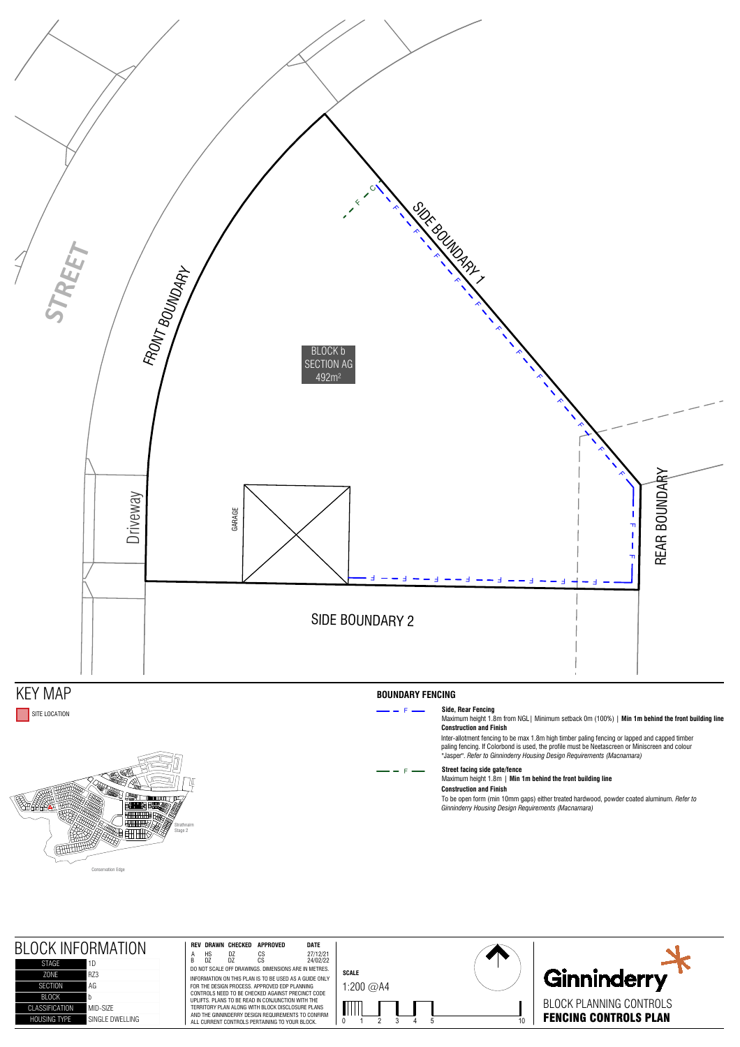STREET

FRONT BOUNDARY

SIDE BOUNDARY 1

BLOCK b
SECTION AG
492m²

Driveway

GARAGE

REAR BOUNDARY

SIDE BOUNDARY 2

# KEY MAP

SITE LOCATION

Strathnairn Stage 2

Conservation Edge

## BOUNDARY FENCING

**Side, Rear Fencing**
Maximum height 1.8m from NGL | Minimum setback 0m (100%) | **Min 1m behind the front building line**
**Construction and Finish**
Inter-allotment fencing to be max 1.8m high timber paling fencing or lapped and capped timber paling fencing. If Colorbond is used, the profile must be Neetascreen or Miniscreen and colour "Jasper". *Refer to Ginninderry Housing Design Requirements (Macnamara)*

**Street facing side gate/fence**
Maximum height 1.8m | **Min 1m behind the front building line**
**Construction and Finish**
To be open form (min 10mm gaps) either treated hardwood, powder coated aluminum. *Refer to Ginninderry Housing Design Requirements (Macnamara)*

# BLOCK INFORMATION

| | |
|---|---|
| STAGE | 1D |
| ZONE | RZ3 |
| SECTION | AG |
| BLOCK | b |
| CLASSIFICATION | MID-SIZE |
| HOUSING TYPE | SINGLE DWELLING |

| REV | DRAWN | CHECKED | APPROVED | DATE |
|---|---|---|---|---|
| A | HS | DZ | CS | 27/12/21 |
| B | DZ | DZ | CS | 24/02/22 |

DO NOT SCALE OFF DRAWINGS. DIMENSIONS ARE IN METRES.

INFORMATION ON THIS PLAN IS TO BE USED AS A GUIDE ONLY FOR THE DESIGN PROCESS. APPROVED EDP PLANNING CONTROLS NEED TO BE CHECKED AGAINST PRECINCT CODE UPLIFTS. PLANS TO BE READ IN CONJUNCTION WITH THE TERRITORY PLAN ALONG WITH BLOCK DISCLOSURE PLANS AND THE GINNINDERRY DESIGN REQUIREMENTS TO CONFIRM ALL CURRENT CONTROLS PERTAINING TO YOUR BLOCK.

**SCALE**
1:200 @A4

0 1 2 3 4 5 10

Ginninderry

BLOCK PLANNING CONTROLS
**FENCING CONTROLS PLAN**